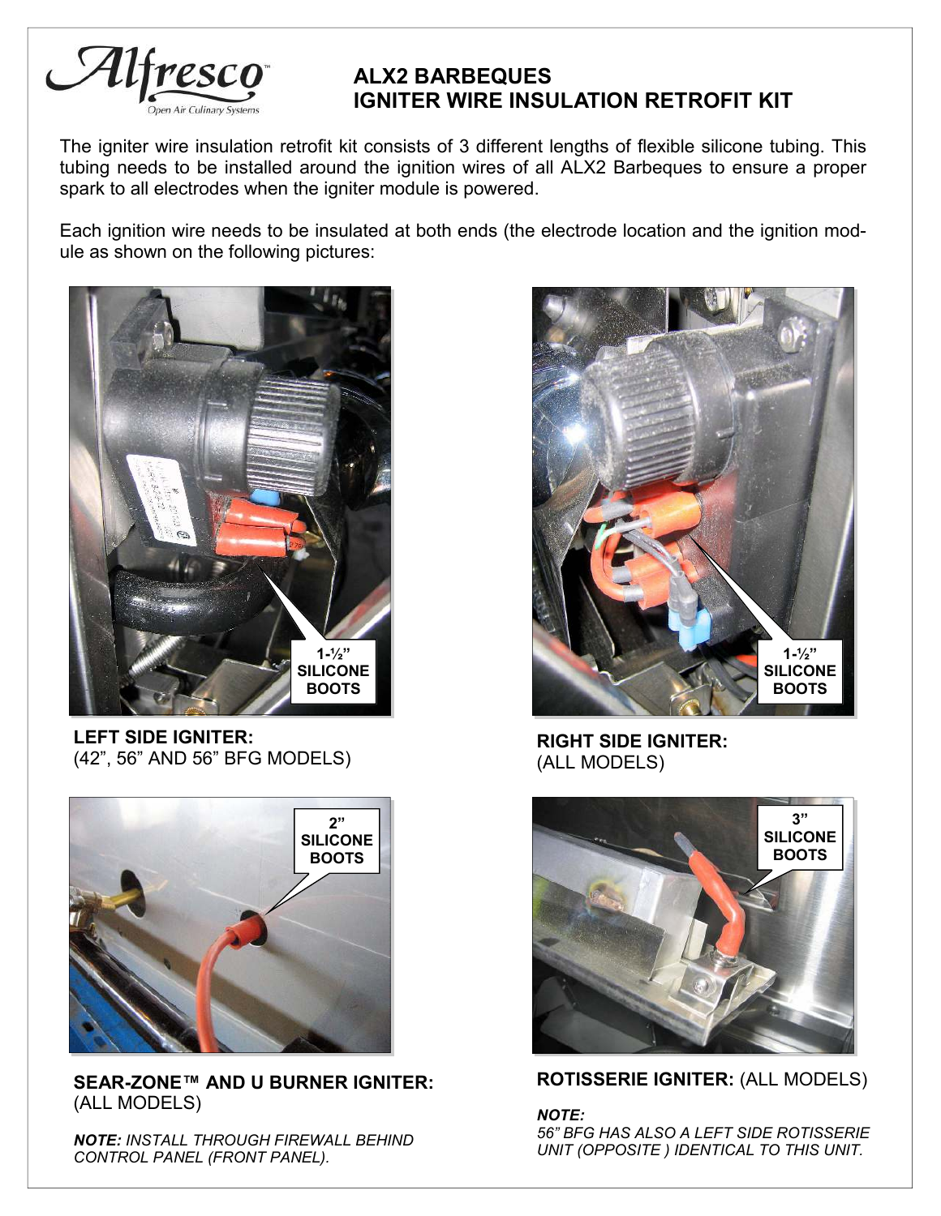# ALX2 BARBEQUES
# IGNITER WIRE INSULATION RETROFIT KIT

The igniter wire insulation retrofit kit consists of 3 different lengths of flexible silicone tubing. This tubing needs to be installed around the ignition wires of all ALX2 Barbeques to ensure a proper spark to all electrodes when the igniter module is powered.

Each ignition wire needs to be insulated at both ends (the electrode location and the ignition module as shown on the following pictures:

1-½" SILICONE BOOTS

**LEFT SIDE IGNITER:**
(42", 56" AND 56" BFG MODELS)

1-½" SILICONE BOOTS

**RIGHT SIDE IGNITER:**
(ALL MODELS)

2" SILICONE BOOTS

**SEAR-ZONE™ AND U BURNER IGNITER:**
(ALL MODELS)

***NOTE:*** *INSTALL THROUGH FIREWALL BEHIND CONTROL PANEL (FRONT PANEL).*

3" SILICONE BOOTS

**ROTISSERIE IGNITER:** (ALL MODELS)

***NOTE:***
*56" BFG HAS ALSO A LEFT SIDE ROTISSERIE UNIT (OPPOSITE ) IDENTICAL TO THIS UNIT.*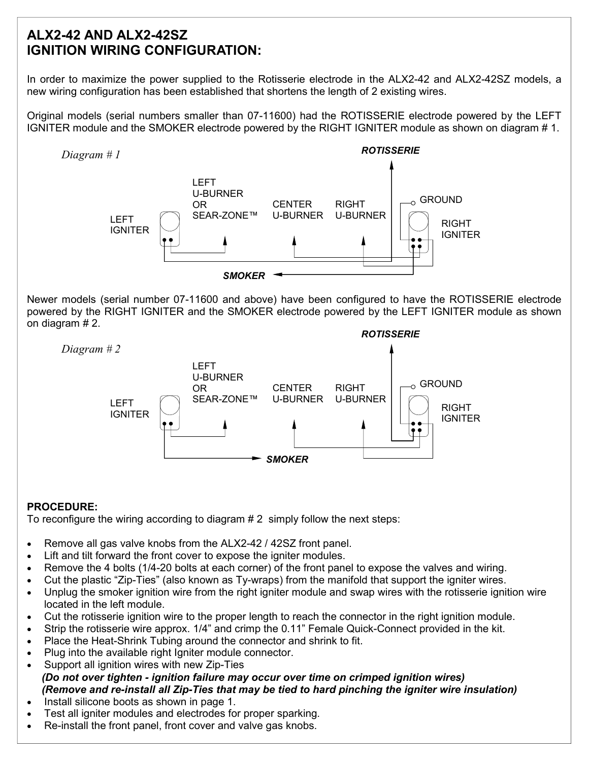# ALX2-42 AND ALX2-42SZ
# IGNITION WIRING CONFIGURATION:

In order to maximize the power supplied to the Rotisserie electrode in the ALX2-42 and ALX2-42SZ models, a new wiring configuration has been established that shortens the length of 2 existing wires.

Original models (serial numbers smaller than 07-11600) had the ROTISSERIE electrode powered by the LEFT IGNITER module and the SMOKER electrode powered by the RIGHT IGNITER module as shown on diagram # 1.

*Diagram # 1*

ROTISSERIE

LEFT IGNITER

LEFT U-BURNER OR SEAR-ZONE™

CENTER U-BURNER

RIGHT U-BURNER

GROUND

RIGHT IGNITER

SMOKER

Newer models (serial number 07-11600 and above) have been configured to have the ROTISSERIE electrode powered by the RIGHT IGNITER and the SMOKER electrode powered by the LEFT IGNITER module as shown on diagram # 2.

*Diagram # 2*

ROTISSERIE

LEFT IGNITER

LEFT U-BURNER OR SEAR-ZONE™

CENTER U-BURNER

RIGHT U-BURNER

GROUND

RIGHT IGNITER

SMOKER

**PROCEDURE:**

To reconfigure the wiring according to diagram # 2 simply follow the next steps:

- Remove all gas valve knobs from the ALX2-42 / 42SZ front panel.
- Lift and tilt forward the front cover to expose the igniter modules.
- Remove the 4 bolts (1/4-20 bolts at each corner) of the front panel to expose the valves and wiring.
- Cut the plastic “Zip-Ties” (also known as Ty-wraps) from the manifold that support the igniter wires.
- Unplug the smoker ignition wire from the right igniter module and swap wires with the rotisserie ignition wire located in the left module.
- Cut the rotisserie ignition wire to the proper length to reach the connector in the right ignition module.
- Strip the rotisserie wire approx. 1/4” and crimp the 0.11” Female Quick-Connect provided in the kit.
- Place the Heat-Shrink Tubing around the connector and shrink to fit.
- Plug into the available right Igniter module connector.
- Support all ignition wires with new Zip-Ties
  ***(Do not over tighten - ignition failure may occur over time on crimped ignition wires)***
  ***(Remove and re-install all Zip-Ties that may be tied to hard pinching the igniter wire insulation)***
- Install silicone boots as shown in page 1.
- Test all igniter modules and electrodes for proper sparking.
- Re-install the front panel, front cover and valve gas knobs.